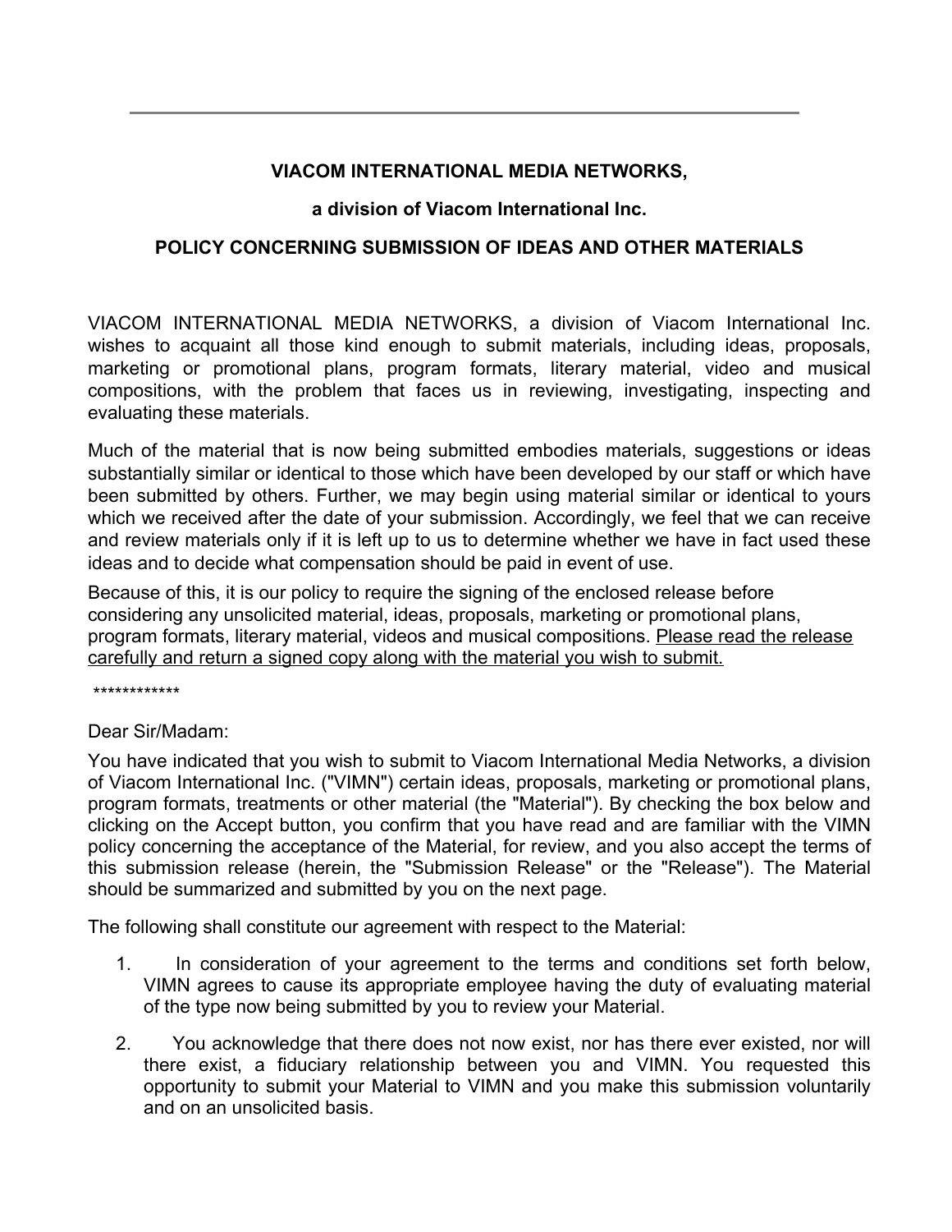---

**VIACOM INTERNATIONAL MEDIA NETWORKS,**

**a division of Viacom International Inc.**

**POLICY CONCERNING SUBMISSION OF IDEAS AND OTHER MATERIALS**

VIACOM INTERNATIONAL MEDIA NETWORKS, a division of Viacom International Inc. wishes to acquaint all those kind enough to submit materials, including ideas, proposals, marketing or promotional plans, program formats, literary material, video and musical compositions, with the problem that faces us in reviewing, investigating, inspecting and evaluating these materials.

Much of the material that is now being submitted embodies materials, suggestions or ideas substantially similar or identical to those which have been developed by our staff or which have been submitted by others. Further, we may begin using material similar or identical to yours which we received after the date of your submission. Accordingly, we feel that we can receive and review materials only if it is left up to us to determine whether we have in fact used these ideas and to decide what compensation should be paid in event of use.

Because of this, it is our policy to require the signing of the enclosed release before considering any unsolicited material, ideas, proposals, marketing or promotional plans, program formats, literary material, videos and musical compositions. <u>Please read the release carefully and return a signed copy along with the material you wish to submit.</u>

************

Dear Sir/Madam:

You have indicated that you wish to submit to Viacom International Media Networks, a division of Viacom International Inc. ("VIMN") certain ideas, proposals, marketing or promotional plans, program formats, treatments or other material (the "Material"). By checking the box below and clicking on the Accept button, you confirm that you have read and are familiar with the VIMN policy concerning the acceptance of the Material, for review, and you also accept the terms of this submission release (herein, the "Submission Release" or the "Release"). The Material should be summarized and submitted by you on the next page.

The following shall constitute our agreement with respect to the Material:

1. In consideration of your agreement to the terms and conditions set forth below, VIMN agrees to cause its appropriate employee having the duty of evaluating material of the type now being submitted by you to review your Material.

2. You acknowledge that there does not now exist, nor has there ever existed, nor will there exist, a fiduciary relationship between you and VIMN. You requested this opportunity to submit your Material to VIMN and you make this submission voluntarily and on an unsolicited basis.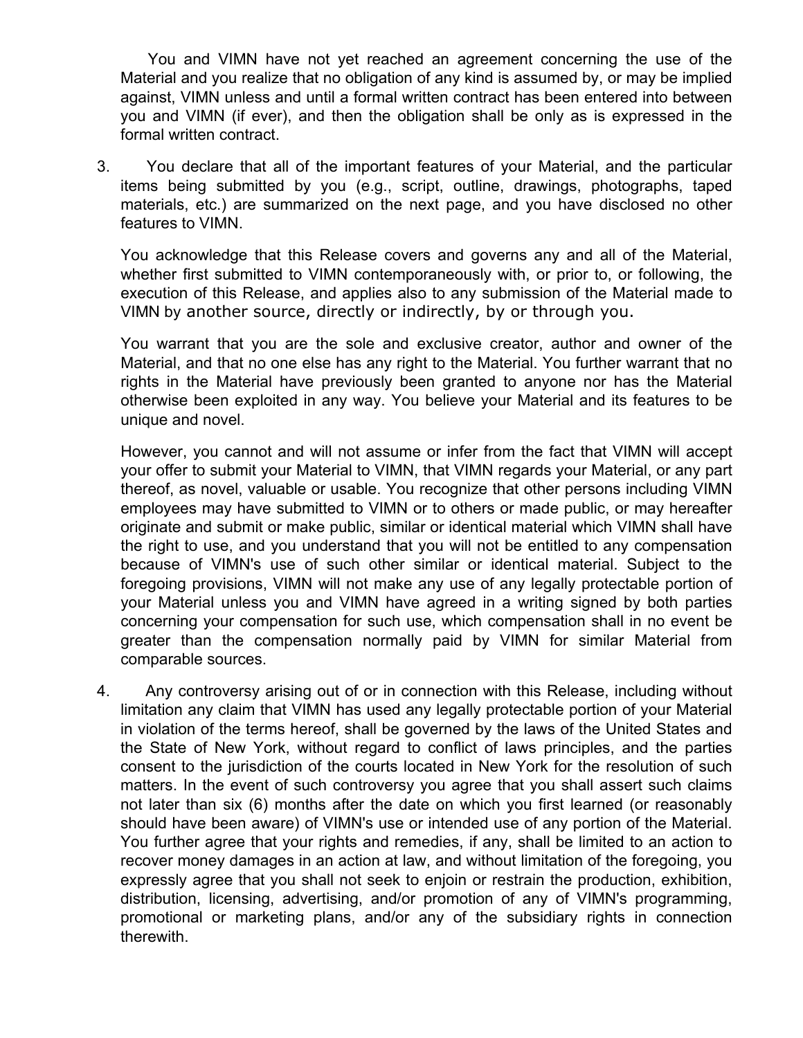You and VIMN have not yet reached an agreement concerning the use of the Material and you realize that no obligation of any kind is assumed by, or may be implied against, VIMN unless and until a formal written contract has been entered into between you and VIMN (if ever), and then the obligation shall be only as is expressed in the formal written contract.

3. You declare that all of the important features of your Material, and the particular items being submitted by you (e.g., script, outline, drawings, photographs, taped materials, etc.) are summarized on the next page, and you have disclosed no other features to VIMN.

   You acknowledge that this Release covers and governs any and all of the Material, whether first submitted to VIMN contemporaneously with, or prior to, or following, the execution of this Release, and applies also to any submission of the Material made to VIMN by another source, directly or indirectly, by or through you.

   You warrant that you are the sole and exclusive creator, author and owner of the Material, and that no one else has any right to the Material. You further warrant that no rights in the Material have previously been granted to anyone nor has the Material otherwise been exploited in any way. You believe your Material and its features to be unique and novel.

   However, you cannot and will not assume or infer from the fact that VIMN will accept your offer to submit your Material to VIMN, that VIMN regards your Material, or any part thereof, as novel, valuable or usable. You recognize that other persons including VIMN employees may have submitted to VIMN or to others or made public, or may hereafter originate and submit or make public, similar or identical material which VIMN shall have the right to use, and you understand that you will not be entitled to any compensation because of VIMN's use of such other similar or identical material. Subject to the foregoing provisions, VIMN will not make any use of any legally protectable portion of your Material unless you and VIMN have agreed in a writing signed by both parties concerning your compensation for such use, which compensation shall in no event be greater than the compensation normally paid by VIMN for similar Material from comparable sources.

4. Any controversy arising out of or in connection with this Release, including without limitation any claim that VIMN has used any legally protectable portion of your Material in violation of the terms hereof, shall be governed by the laws of the United States and the State of New York, without regard to conflict of laws principles, and the parties consent to the jurisdiction of the courts located in New York for the resolution of such matters. In the event of such controversy you agree that you shall assert such claims not later than six (6) months after the date on which you first learned (or reasonably should have been aware) of VIMN's use or intended use of any portion of the Material. You further agree that your rights and remedies, if any, shall be limited to an action to recover money damages in an action at law, and without limitation of the foregoing, you expressly agree that you shall not seek to enjoin or restrain the production, exhibition, distribution, licensing, advertising, and/or promotion of any of VIMN's programming, promotional or marketing plans, and/or any of the subsidiary rights in connection therewith.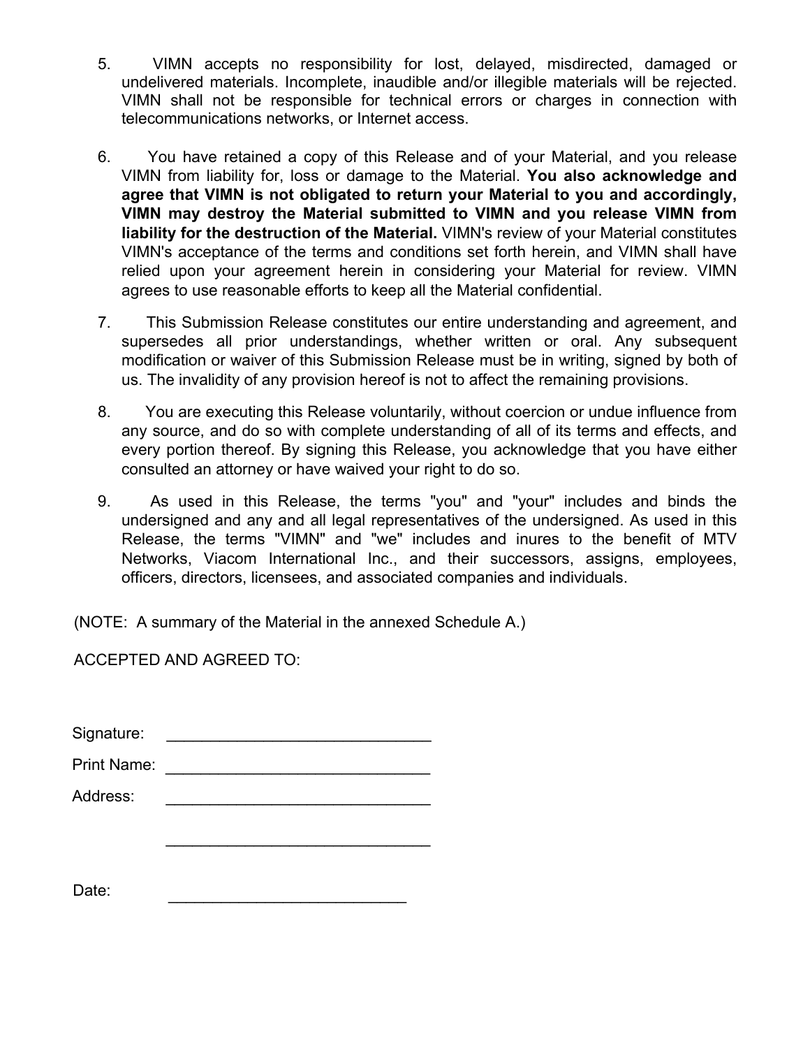5. VIMN accepts no responsibility for lost, delayed, misdirected, damaged or undelivered materials. Incomplete, inaudible and/or illegible materials will be rejected. VIMN shall not be responsible for technical errors or charges in connection with telecommunications networks, or Internet access.

6. You have retained a copy of this Release and of your Material, and you release VIMN from liability for, loss or damage to the Material. **You also acknowledge and agree that VIMN is not obligated to return your Material to you and accordingly, VIMN may destroy the Material submitted to VIMN and you release VIMN from liability for the destruction of the Material.** VIMN's review of your Material constitutes VIMN's acceptance of the terms and conditions set forth herein, and VIMN shall have relied upon your agreement herein in considering your Material for review. VIMN agrees to use reasonable efforts to keep all the Material confidential.

7. This Submission Release constitutes our entire understanding and agreement, and supersedes all prior understandings, whether written or oral. Any subsequent modification or waiver of this Submission Release must be in writing, signed by both of us. The invalidity of any provision hereof is not to affect the remaining provisions.

8. You are executing this Release voluntarily, without coercion or undue influence from any source, and do so with complete understanding of all of its terms and effects, and every portion thereof. By signing this Release, you acknowledge that you have either consulted an attorney or have waived your right to do so.

9. As used in this Release, the terms "you" and "your" includes and binds the undersigned and any and all legal representatives of the undersigned. As used in this Release, the terms "VIMN" and "we" includes and inures to the benefit of MTV Networks, Viacom International Inc., and their successors, assigns, employees, officers, directors, licensees, and associated companies and individuals.

(NOTE: A summary of the Material in the annexed Schedule A.)

ACCEPTED AND AGREED TO:

Signature: ______________________________

Print Name: ______________________________

Address: ______________________________

______________________________

Date: ___________________________